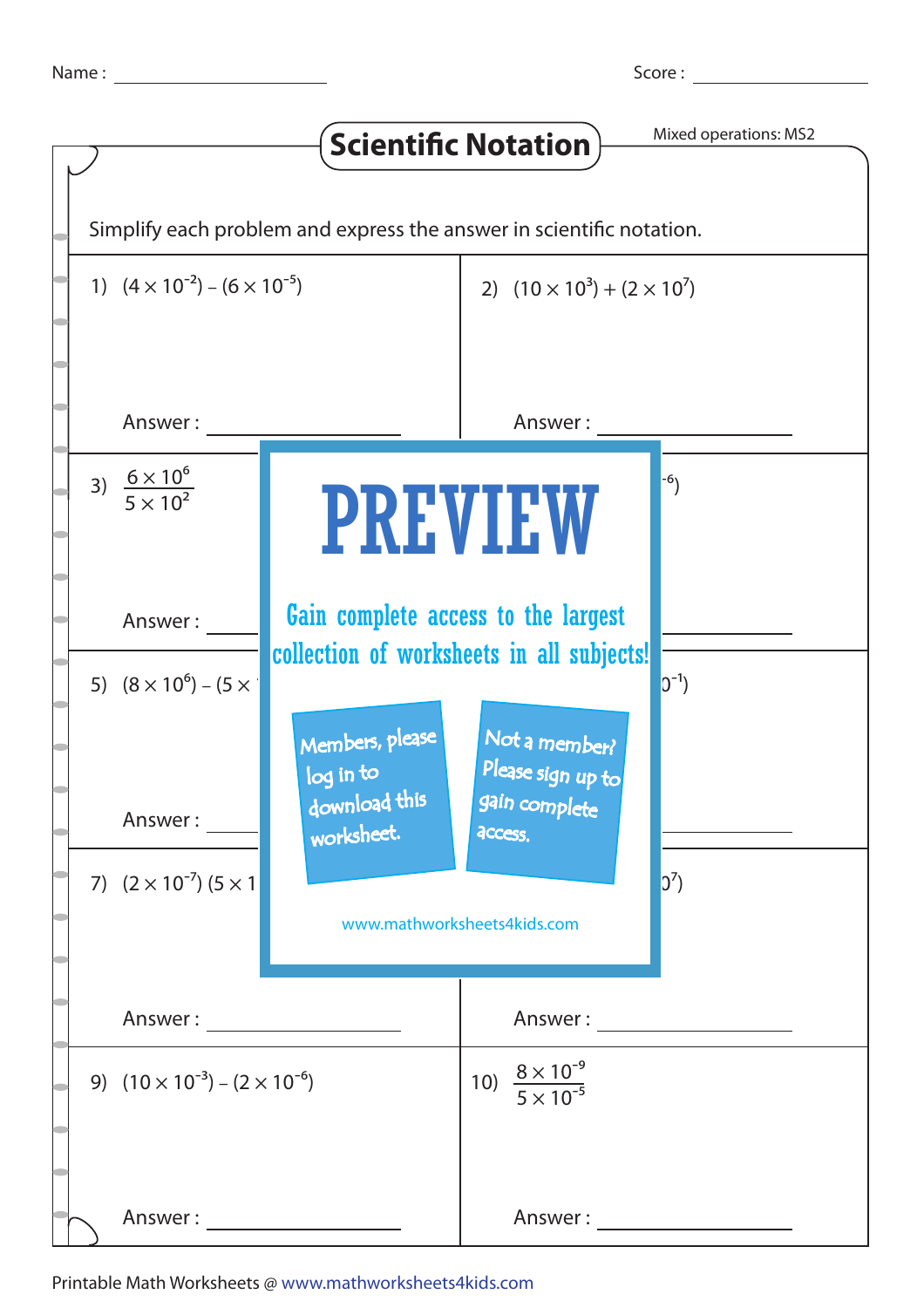Name : ____________________ Score : ____________________

# Scientific Notation

Mixed operations: MS2

Simplify each problem and express the answer in scientific notation.

1) $(4 \times 10^{-2}) - (6 \times 10^{-5})$

Answer : ____________________

2) $(10 \times 10^{3}) + (2 \times 10^{7})$

Answer : ____________________

3) $\frac{6 \times 10^{6}}{5 \times 10^{2}}$

Answer : ____________________

4) ... $^{-6})$

Answer : ____________________

5) $(8 \times 10^{6}) - (5 \times$ ...

Answer : ____________________

6) ... $0^{-1})$

Answer : ____________________

7) $(2 \times 10^{-7})\ (5 \times 1$ ...

Answer : ____________________

8) ... $0^{7})$

Answer : ____________________

9) $(10 \times 10^{-3}) - (2 \times 10^{-6})$

Answer : ____________________

10) $\frac{8 \times 10^{-9}}{5 \times 10^{-5}}$

Answer : ____________________

PREVIEW

Gain complete access to the largest collection of worksheets in all subjects!

Members, please log in to download this worksheet.

Not a member? Please sign up to gain complete access.

www.mathworksheets4kids.com

Printable Math Worksheets @ www.mathworksheets4kids.com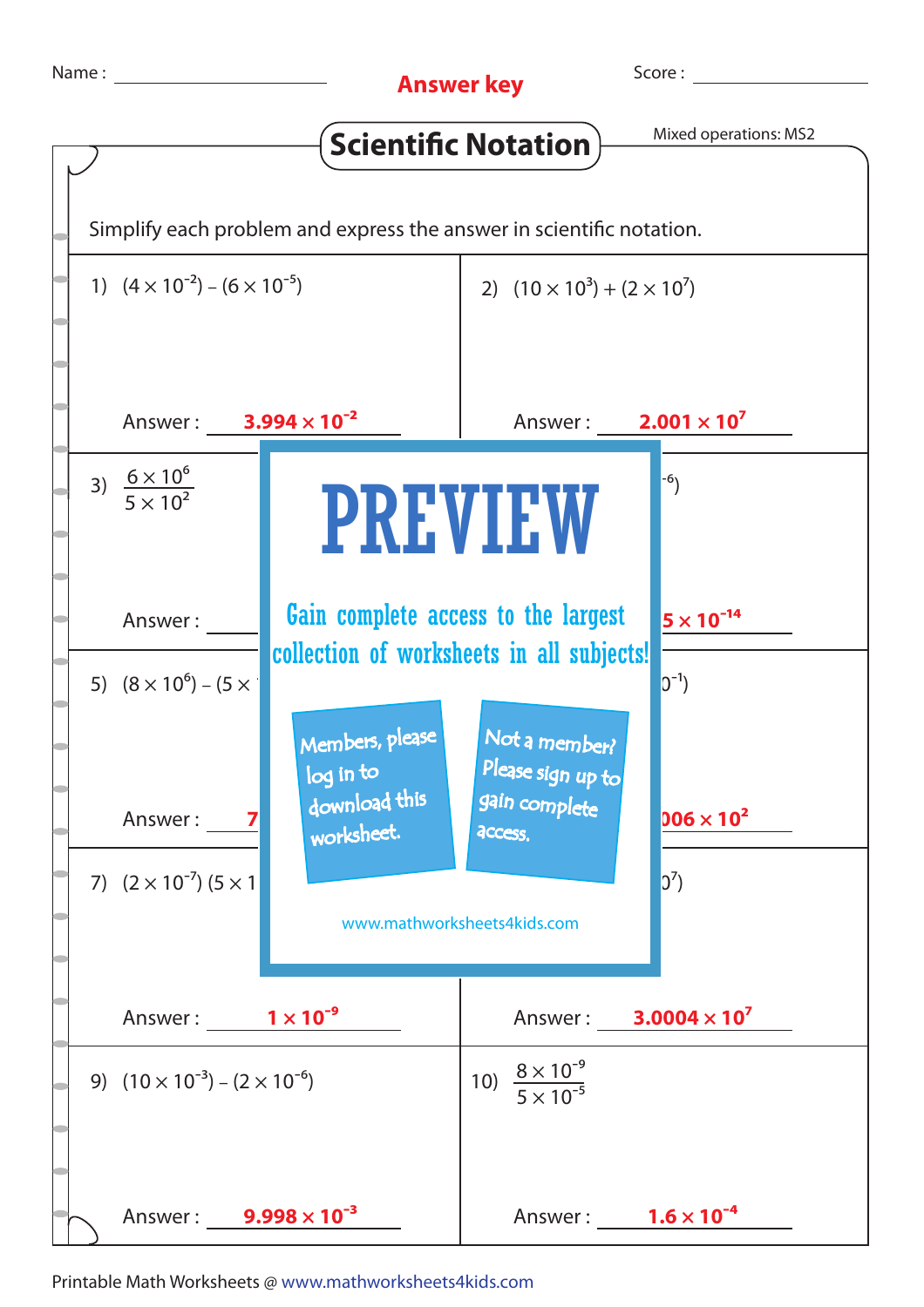Name : ____________________

**Answer key**

Score : ____________________

# Scientific Notation

Mixed operations: MS2

Simplify each problem and express the answer in scientific notation.

1) $(4 \times 10^{-2}) - (6 \times 10^{-5})$

Answer : **$3.994 \times 10^{-2}$**

2) $(10 \times 10^{3}) + (2 \times 10^{7})$

Answer : **$2.001 \times 10^{7}$**

3) $\frac{6 \times 10^{6}}{5 \times 10^{2}}$

Answer :

4) ... $^{-6})$

Answer : **$5 \times 10^{-14}$**

5) $(8 \times 10^{6}) - (5 \times$ ...

Answer : **7**...

6) ... $0^{-1})$

Answer : **...$006 \times 10^{2}$**

7) $(2 \times 10^{-7})(5 \times 1$...

Answer : **$1 \times 10^{-9}$**

8) ... $0^{7})$

Answer : **$3.0004 \times 10^{7}$**

9) $(10 \times 10^{-3}) - (2 \times 10^{-6})$

Answer : **$9.998 \times 10^{-3}$**

10) $\frac{8 \times 10^{-9}}{5 \times 10^{-5}}$

Answer : **$1.6 \times 10^{-4}$**

PREVIEW

Gain complete access to the largest collection of worksheets in all subjects!

Members, please log in to download this worksheet.

Not a member? Please sign up to gain complete access.

www.mathworksheets4kids.com

Printable Math Worksheets @ www.mathworksheets4kids.com